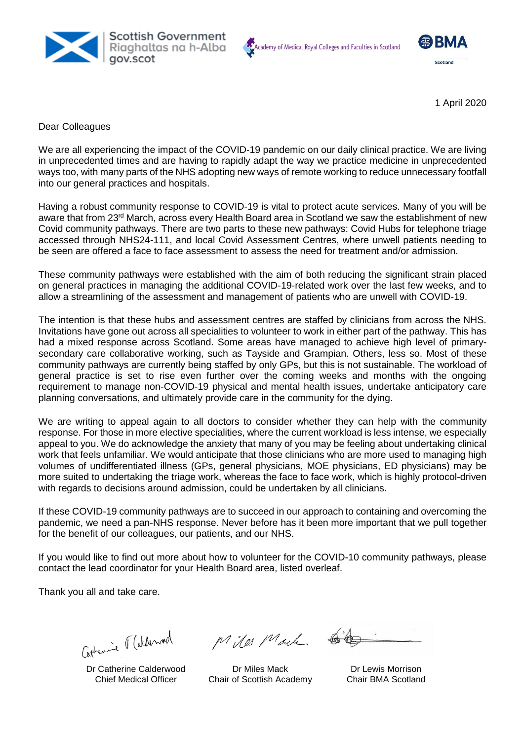Scottish Government
Riaghaltas na h-Alba
gov.scot

Academy of Medical Royal Colleges and Faculties in Scotland

BMA Scotland

1 April 2020

Dear Colleagues

We are all experiencing the impact of the COVID-19 pandemic on our daily clinical practice. We are living in unprecedented times and are having to rapidly adapt the way we practice medicine in unprecedented ways too, with many parts of the NHS adopting new ways of remote working to reduce unnecessary footfall into our general practices and hospitals.

Having a robust community response to COVID-19 is vital to protect acute services. Many of you will be aware that from 23rd March, across every Health Board area in Scotland we saw the establishment of new Covid community pathways. There are two parts to these new pathways: Covid Hubs for telephone triage accessed through NHS24-111, and local Covid Assessment Centres, where unwell patients needing to be seen are offered a face to face assessment to assess the need for treatment and/or admission.

These community pathways were established with the aim of both reducing the significant strain placed on general practices in managing the additional COVID-19-related work over the last few weeks, and to allow a streamlining of the assessment and management of patients who are unwell with COVID-19.

The intention is that these hubs and assessment centres are staffed by clinicians from across the NHS. Invitations have gone out across all specialities to volunteer to work in either part of the pathway. This has had a mixed response across Scotland. Some areas have managed to achieve high level of primary-secondary care collaborative working, such as Tayside and Grampian. Others, less so. Most of these community pathways are currently being staffed by only GPs, but this is not sustainable. The workload of general practice is set to rise even further over the coming weeks and months with the ongoing requirement to manage non-COVID-19 physical and mental health issues, undertake anticipatory care planning conversations, and ultimately provide care in the community for the dying.

We are writing to appeal again to all doctors to consider whether they can help with the community response. For those in more elective specialities, where the current workload is less intense, we especially appeal to you. We do acknowledge the anxiety that many of you may be feeling about undertaking clinical work that feels unfamiliar. We would anticipate that those clinicians who are more used to managing high volumes of undifferentiated illness (GPs, general physicians, MOE physicians, ED physicians) may be more suited to undertaking the triage work, whereas the face to face work, which is highly protocol-driven with regards to decisions around admission, could be undertaken by all clinicians.

If these COVID-19 community pathways are to succeed in our approach to containing and overcoming the pandemic, we need a pan-NHS response. Never before has it been more important that we pull together for the benefit of our colleagues, our patients, and our NHS.

If you would like to find out more about how to volunteer for the COVID-10 community pathways, please contact the lead coordinator for your Health Board area, listed overleaf.

Thank you all and take care.

| Dr Catherine Calderwood<br>Chief Medical Officer | Dr Miles Mack<br>Chair of Scottish Academy | Dr Lewis Morrison<br>Chair BMA Scotland |
|---|---|---|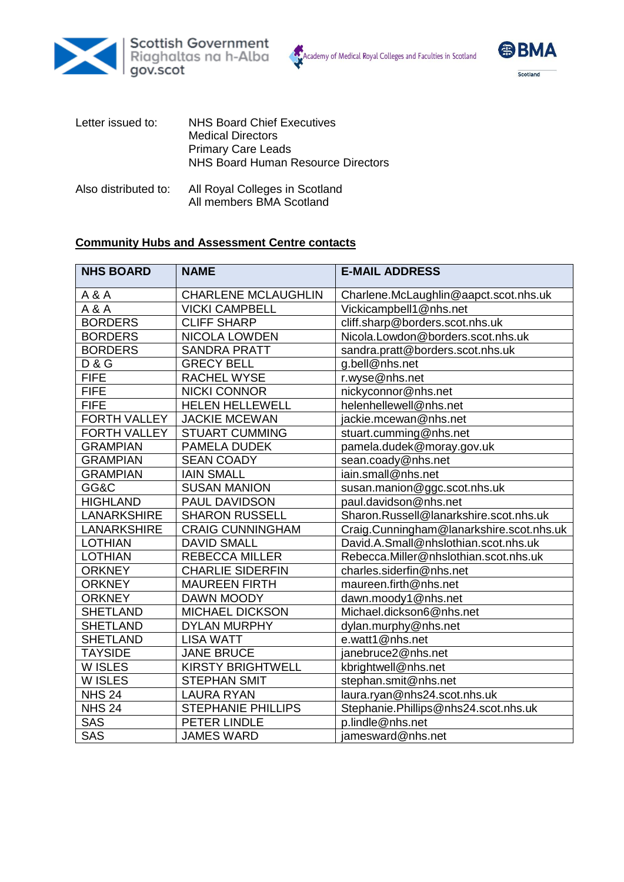Scottish Government
Riaghaltas na h-Alba
gov.scot

Academy of Medical Royal Colleges and Faculties in Scotland

BMA Scotland

| | |
|---|---|
| Letter issued to: | NHS Board Chief Executives<br>Medical Directors<br>Primary Care Leads<br>NHS Board Human Resource Directors |
| Also distributed to: | All Royal Colleges in Scotland<br>All members BMA Scotland |

**<u>Community Hubs and Assessment Centre contacts</u>**

| NHS BOARD | NAME | E-MAIL ADDRESS |
|---|---|---|
| A & A | CHARLENE MCLAUGHLIN | Charlene.McLaughlin@aapct.scot.nhs.uk |
| A & A | VICKI CAMPBELL | Vickicampbell1@nhs.net |
| BORDERS | CLIFF SHARP | cliff.sharp@borders.scot.nhs.uk |
| BORDERS | NICOLA LOWDEN | Nicola.Lowdon@borders.scot.nhs.uk |
| BORDERS | SANDRA PRATT | sandra.pratt@borders.scot.nhs.uk |
| D & G | GRECY BELL | g.bell@nhs.net |
| FIFE | RACHEL WYSE | r.wyse@nhs.net |
| FIFE | NICKI CONNOR | nickyconnor@nhs.net |
| FIFE | HELEN HELLEWELL | helenhellewell@nhs.net |
| FORTH VALLEY | JACKIE MCEWAN | jackie.mcewan@nhs.net |
| FORTH VALLEY | STUART CUMMING | stuart.cumming@nhs.net |
| GRAMPIAN | PAMELA DUDEK | pamela.dudek@moray.gov.uk |
| GRAMPIAN | SEAN COADY | sean.coady@nhs.net |
| GRAMPIAN | IAIN SMALL | iain.small@nhs.net |
| GG&C | SUSAN MANION | susan.manion@ggc.scot.nhs.uk |
| HIGHLAND | PAUL DAVIDSON | paul.davidson@nhs.net |
| LANARKSHIRE | SHARON RUSSELL | Sharon.Russell@lanarkshire.scot.nhs.uk |
| LANARKSHIRE | CRAIG CUNNINGHAM | Craig.Cunningham@lanarkshire.scot.nhs.uk |
| LOTHIAN | DAVID SMALL | David.A.Small@nhslothian.scot.nhs.uk |
| LOTHIAN | REBECCA MILLER | Rebecca.Miller@nhslothian.scot.nhs.uk |
| ORKNEY | CHARLIE SIDERFIN | charles.siderfin@nhs.net |
| ORKNEY | MAUREEN FIRTH | maureen.firth@nhs.net |
| ORKNEY | DAWN MOODY | dawn.moody1@nhs.net |
| SHETLAND | MICHAEL DICKSON | Michael.dickson6@nhs.net |
| SHETLAND | DYLAN MURPHY | dylan.murphy@nhs.net |
| SHETLAND | LISA WATT | e.watt1@nhs.net |
| TAYSIDE | JANE BRUCE | janebruce2@nhs.net |
| W ISLES | KIRSTY BRIGHTWELL | kbrightwell@nhs.net |
| W ISLES | STEPHAN SMIT | stephan.smit@nhs.net |
| NHS 24 | LAURA RYAN | laura.ryan@nhs24.scot.nhs.uk |
| NHS 24 | STEPHANIE PHILLIPS | Stephanie.Phillips@nhs24.scot.nhs.uk |
| SAS | PETER LINDLE | p.lindle@nhs.net |
| SAS | JAMES WARD | jamesward@nhs.net |